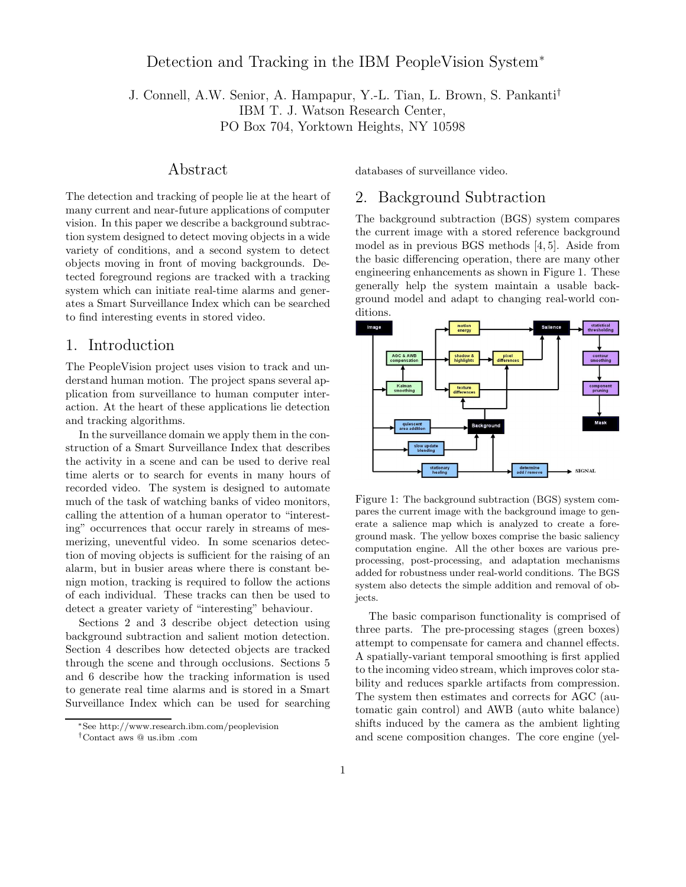# Detection and Tracking in the IBM PeopleVision System*

J. Connell, A.W. Senior, A. Hampapur, Y.-L. Tian, L. Brown, S. Pankanti†
IBM T. J. Watson Research Center,
PO Box 704, Yorktown Heights, NY 10598

## Abstract

The detection and tracking of people lie at the heart of many current and near-future applications of computer vision. In this paper we describe a background subtraction system designed to detect moving objects in a wide variety of conditions, and a second system to detect objects moving in front of moving backgrounds. Detected foreground regions are tracked with a tracking system which can initiate real-time alarms and generates a Smart Surveillance Index which can be searched to find interesting events in stored video.

## 1. Introduction

The PeopleVision project uses vision to track and understand human motion. The project spans several application from surveillance to human computer interaction. At the heart of these applications lie detection and tracking algorithms.

In the surveillance domain we apply them in the construction of a Smart Surveillance Index that describes the activity in a scene and can be used to derive real time alerts or to search for events in many hours of recorded video. The system is designed to automate much of the task of watching banks of video monitors, calling the attention of a human operator to "interesting" occurrences that occur rarely in streams of mesmerizing, uneventful video. In some scenarios detection of moving objects is sufficient for the raising of an alarm, but in busier areas where there is constant benign motion, tracking is required to follow the actions of each individual. These tracks can then be used to detect a greater variety of "interesting" behaviour.

Sections 2 and 3 describe object detection using background subtraction and salient motion detection. Section 4 describes how detected objects are tracked through the scene and through occlusions. Sections 5 and 6 describe how the tracking information is used to generate real time alarms and is stored in a Smart Surveillance Index which can be used for searching databases of surveillance video.

## 2. Background Subtraction

The background subtraction (BGS) system compares the current image with a stored reference background model as in previous BGS methods [4, 5]. Aside from the basic differencing operation, there are many other engineering enhancements as shown in Figure 1. These generally help the system maintain a usable background model and adapt to changing real-world conditions.

Figure 1: The background subtraction (BGS) system compares the current image with the background image to generate a salience map which is analyzed to create a foreground mask. The yellow boxes comprise the basic saliency computation engine. All the other boxes are various preprocessing, post-processing, and adaptation mechanisms added for robustness under real-world conditions. The BGS system also detects the simple addition and removal of objects.

The basic comparison functionality is comprised of three parts. The pre-processing stages (green boxes) attempt to compensate for camera and channel effects. A spatially-variant temporal smoothing is first applied to the incoming video stream, which improves color stability and reduces sparkle artifacts from compression. The system then estimates and corrects for AGC (automatic gain control) and AWB (auto white balance) shifts induced by the camera as the ambient lighting and scene composition changes. The core engine (yel-

*See http://www.research.ibm.com/peoplevision

†Contact aws @ us.ibm .com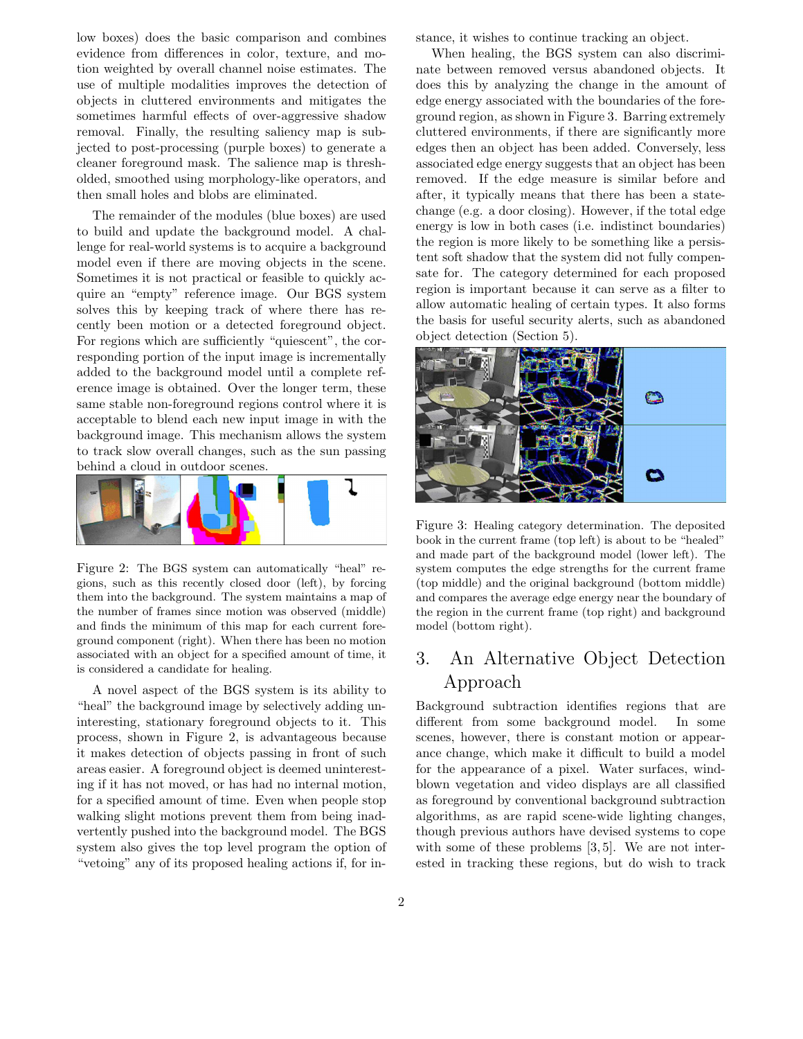low boxes) does the basic comparison and combines evidence from differences in color, texture, and motion weighted by overall channel noise estimates. The use of multiple modalities improves the detection of objects in cluttered environments and mitigates the sometimes harmful effects of over-aggressive shadow removal. Finally, the resulting saliency map is subjected to post-processing (purple boxes) to generate a cleaner foreground mask. The salience map is thresholded, smoothed using morphology-like operators, and then small holes and blobs are eliminated.

The remainder of the modules (blue boxes) are used to build and update the background model. A challenge for real-world systems is to acquire a background model even if there are moving objects in the scene. Sometimes it is not practical or feasible to quickly acquire an "empty" reference image. Our BGS system solves this by keeping track of where there has recently been motion or a detected foreground object. For regions which are sufficiently "quiescent", the corresponding portion of the input image is incrementally added to the background model until a complete reference image is obtained. Over the longer term, these same stable non-foreground regions control where it is acceptable to blend each new input image in with the background image. This mechanism allows the system to track slow overall changes, such as the sun passing behind a cloud in outdoor scenes.

Figure 2: The BGS system can automatically "heal" regions, such as this recently closed door (left), by forcing them into the background. The system maintains a map of the number of frames since motion was observed (middle) and finds the minimum of this map for each current foreground component (right). When there has been no motion associated with an object for a specified amount of time, it is considered a candidate for healing.

A novel aspect of the BGS system is its ability to "heal" the background image by selectively adding uninteresting, stationary foreground objects to it. This process, shown in Figure 2, is advantageous because it makes detection of objects passing in front of such areas easier. A foreground object is deemed uninteresting if it has not moved, or has had no internal motion, for a specified amount of time. Even when people stop walking slight motions prevent them from being inadvertently pushed into the background model. The BGS system also gives the top level program the option of "vetoing" any of its proposed healing actions if, for instance, it wishes to continue tracking an object.

When healing, the BGS system can also discriminate between removed versus abandoned objects. It does this by analyzing the change in the amount of edge energy associated with the boundaries of the foreground region, as shown in Figure 3. Barring extremely cluttered environments, if there are significantly more edges then an object has been added. Conversely, less associated edge energy suggests that an object has been removed. If the edge measure is similar before and after, it typically means that there has been a state-change (e.g. a door closing). However, if the total edge energy is low in both cases (i.e. indistinct boundaries) the region is more likely to be something like a persistent soft shadow that the system did not fully compensate for. The category determined for each proposed region is important because it can serve as a filter to allow automatic healing of certain types. It also forms the basis for useful security alerts, such as abandoned object detection (Section 5).

Figure 3: Healing category determination. The deposited book in the current frame (top left) is about to be "healed" and made part of the background model (lower left). The system computes the edge strengths for the current frame (top middle) and the original background (bottom middle) and compares the average edge energy near the boundary of the region in the current frame (top right) and background model (bottom right).

# 3. An Alternative Object Detection Approach

Background subtraction identifies regions that are different from some background model. In some scenes, however, there is constant motion or appearance change, which make it difficult to build a model for the appearance of a pixel. Water surfaces, wind-blown vegetation and video displays are all classified as foreground by conventional background subtraction algorithms, as are rapid scene-wide lighting changes, though previous authors have devised systems to cope with some of these problems [3, 5]. We are not interested in tracking these regions, but do wish to track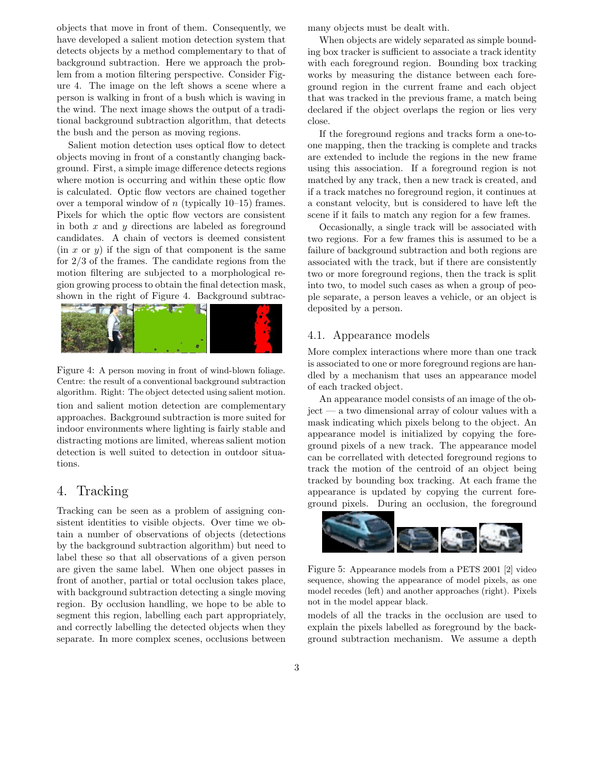objects that move in front of them. Consequently, we have developed a salient motion detection system that detects objects by a method complementary to that of background subtraction. Here we approach the problem from a motion filtering perspective. Consider Figure 4. The image on the left shows a scene where a person is walking in front of a bush which is waving in the wind. The next image shows the output of a traditional background subtraction algorithm, that detects the bush and the person as moving regions.

Salient motion detection uses optical flow to detect objects moving in front of a constantly changing background. First, a simple image difference detects regions where motion is occurring and within these optic flow is calculated. Optic flow vectors are chained together over a temporal window of $n$ (typically 10–15) frames. Pixels for which the optic flow vectors are consistent in both $x$ and $y$ directions are labeled as foreground candidates. A chain of vectors is deemed consistent (in $x$ or $y$) if the sign of that component is the same for 2/3 of the frames. The candidate regions from the motion filtering are subjected to a morphological region growing process to obtain the final detection mask, shown in the right of Figure 4. Background subtraction and salient motion detection are complementary approaches. Background subtraction is more suited for indoor environments where lighting is fairly stable and distracting motions are limited, whereas salient motion detection is well suited to detection in outdoor situations.

Figure 4: A person moving in front of wind-blown foliage. Centre: the result of a conventional background subtraction algorithm. Right: The object detected using salient motion.

# 4. Tracking

Tracking can be seen as a problem of assigning consistent identities to visible objects. Over time we obtain a number of observations of objects (detections by the background subtraction algorithm) but need to label these so that all observations of a given person are given the same label. When one object passes in front of another, partial or total occlusion takes place, with background subtraction detecting a single moving region. By occlusion handling, we hope to be able to segment this region, labelling each part appropriately, and correctly labelling the detected objects when they separate. In more complex scenes, occlusions between many objects must be dealt with.

When objects are widely separated as simple bounding box tracker is sufficient to associate a track identity with each foreground region. Bounding box tracking works by measuring the distance between each foreground region in the current frame and each object that was tracked in the previous frame, a match being declared if the object overlaps the region or lies very close.

If the foreground regions and tracks form a one-to-one mapping, then the tracking is complete and tracks are extended to include the regions in the new frame using this association. If a foreground region is not matched by any track, then a new track is created, and if a track matches no foreground region, it continues at a constant velocity, but is considered to have left the scene if it fails to match any region for a few frames.

Occasionally, a single track will be associated with two regions. For a few frames this is assumed to be a failure of background subtraction and both regions are associated with the track, but if there are consistently two or more foreground regions, then the track is split into two, to model such cases as when a group of people separate, a person leaves a vehicle, or an object is deposited by a person.

## 4.1. Appearance models

More complex interactions where more than one track is associated to one or more foreground regions are handled by a mechanism that uses an appearance model of each tracked object.

An appearance model consists of an image of the object — a two dimensional array of colour values with a mask indicating which pixels belong to the object. An appearance model is initialized by copying the foreground pixels of a new track. The appearance model can be correllated with detected foreground regions to track the motion of the centroid of an object being tracked by bounding box tracking. At each frame the appearance is updated by copying the current foreground pixels. During an occlusion, the foreground models of all the tracks in the occlusion are used to explain the pixels labelled as foreground by the background subtraction mechanism. We assume a depth

Figure 5: Appearance models from a PETS 2001 [2] video sequence, showing the appearance of model pixels, as one model recedes (left) and another approaches (right). Pixels not in the model appear black.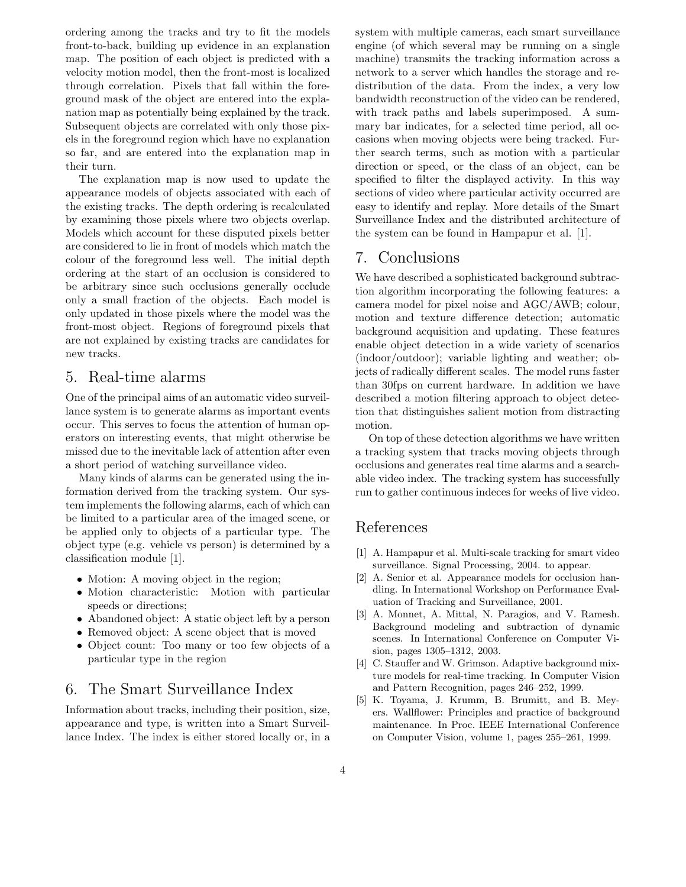ordering among the tracks and try to fit the models front-to-back, building up evidence in an explanation map. The position of each object is predicted with a velocity motion model, then the front-most is localized through correlation. Pixels that fall within the foreground mask of the object are entered into the explanation map as potentially being explained by the track. Subsequent objects are correlated with only those pixels in the foreground region which have no explanation so far, and are entered into the explanation map in their turn.

The explanation map is now used to update the appearance models of objects associated with each of the existing tracks. The depth ordering is recalculated by examining those pixels where two objects overlap. Models which account for these disputed pixels better are considered to lie in front of models which match the colour of the foreground less well. The initial depth ordering at the start of an occlusion is considered to be arbitrary since such occlusions generally occlude only a small fraction of the objects. Each model is only updated in those pixels where the model was the front-most object. Regions of foreground pixels that are not explained by existing tracks are candidates for new tracks.

## 5. Real-time alarms

One of the principal aims of an automatic video surveillance system is to generate alarms as important events occur. This serves to focus the attention of human operators on interesting events, that might otherwise be missed due to the inevitable lack of attention after even a short period of watching surveillance video.

Many kinds of alarms can be generated using the information derived from the tracking system. Our system implements the following alarms, each of which can be limited to a particular area of the imaged scene, or be applied only to objects of a particular type. The object type (e.g. vehicle vs person) is determined by a classification module [1].

- Motion: A moving object in the region;
- Motion characteristic: Motion with particular speeds or directions;
- Abandoned object: A static object left by a person
- Removed object: A scene object that is moved
- Object count: Too many or too few objects of a particular type in the region

## 6. The Smart Surveillance Index

Information about tracks, including their position, size, appearance and type, is written into a Smart Surveillance Index. The index is either stored locally or, in a system with multiple cameras, each smart surveillance engine (of which several may be running on a single machine) transmits the tracking information across a network to a server which handles the storage and redistribution of the data. From the index, a very low bandwidth reconstruction of the video can be rendered, with track paths and labels superimposed. A summary bar indicates, for a selected time period, all occasions when moving objects were being tracked. Further search terms, such as motion with a particular direction or speed, or the class of an object, can be specified to filter the displayed activity. In this way sections of video where particular activity occurred are easy to identify and replay. More details of the Smart Surveillance Index and the distributed architecture of the system can be found in Hampapur et al. [1].

## 7. Conclusions

We have described a sophisticated background subtraction algorithm incorporating the following features: a camera model for pixel noise and AGC/AWB; colour, motion and texture difference detection; automatic background acquisition and updating. These features enable object detection in a wide variety of scenarios (indoor/outdoor); variable lighting and weather; objects of radically different scales. The model runs faster than 30fps on current hardware. In addition we have described a motion filtering approach to object detection that distinguishes salient motion from distracting motion.

On top of these detection algorithms we have written a tracking system that tracks moving objects through occlusions and generates real time alarms and a searchable video index. The tracking system has successfully run to gather continuous indeces for weeks of live video.

## References

[1] A. Hampapur et al. Multi-scale tracking for smart video surveillance. Signal Processing, 2004. to appear.

[2] A. Senior et al. Appearance models for occlusion handling. In International Workshop on Performance Evaluation of Tracking and Surveillance, 2001.

[3] A. Monnet, A. Mittal, N. Paragios, and V. Ramesh. Background modeling and subtraction of dynamic scenes. In International Conference on Computer Vision, pages 1305–1312, 2003.

[4] C. Stauffer and W. Grimson. Adaptive background mixture models for real-time tracking. In Computer Vision and Pattern Recognition, pages 246–252, 1999.

[5] K. Toyama, J. Krumm, B. Brumitt, and B. Meyers. Wallflower: Principles and practice of background maintenance. In Proc. IEEE International Conference on Computer Vision, volume 1, pages 255–261, 1999.